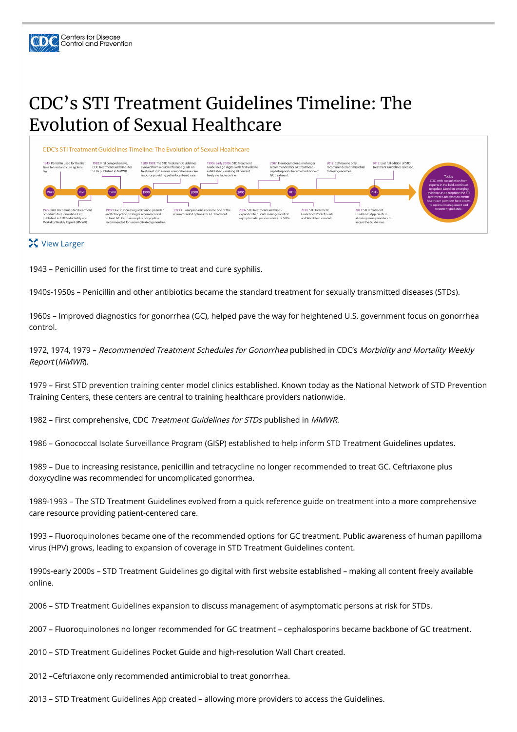# CDC's STI Treatment Guidelines Timeline: The Evolution of Sexual Healthcare

View Larger

1943 – Penicillin used for the first time to treat and cure syphilis.

1940s-1950s – Penicillin and other antibiotics became the standard treatment for sexually transmitted diseases (STDs).

1960s – Improved diagnostics for gonorrhea (GC), helped pave the way for heightened U.S. government focus on gonorrhea control.

1972, 1974, 1979 – *Recommended Treatment Schedules for Gonorrhea* published in CDC's *Morbidity and Mortality Weekly Report* (*MMWR*).

1979 – First STD prevention training center model clinics established. Known today as the National Network of STD Prevention Training Centers, these centers are central to training healthcare providers nationwide.

1982 – First comprehensive, CDC *Treatment Guidelines for STDs* published in *MMWR*.

1986 – Gonococcal Isolate Surveillance Program (GISP) established to help inform STD Treatment Guidelines updates.

1989 – Due to increasing resistance, penicillin and tetracycline no longer recommended to treat GC. Ceftriaxone plus doxycycline was recommended for uncomplicated gonorrhea.

1989-1993 – The STD Treatment Guidelines evolved from a quick reference guide on treatment into a more comprehensive care resource providing patient-centered care.

1993 – Fluoroquinolones became one of the recommended options for GC treatment. Public awareness of human papilloma virus (HPV) grows, leading to expansion of coverage in STD Treatment Guidelines content.

1990s-early 2000s – STD Treatment Guidelines go digital with first website established – making all content freely available online.

2006 – STD Treatment Guidelines expansion to discuss management of asymptomatic persons at risk for STDs.

2007 – Fluoroquinolones no longer recommended for GC treatment – cephalosporins became backbone of GC treatment.

2010 – STD Treatment Guidelines Pocket Guide and high-resolution Wall Chart created.

2012 –Ceftriaxone only recommended antimicrobial to treat gonorrhea.

2013 – STD Treatment Guidelines App created – allowing more providers to access the Guidelines.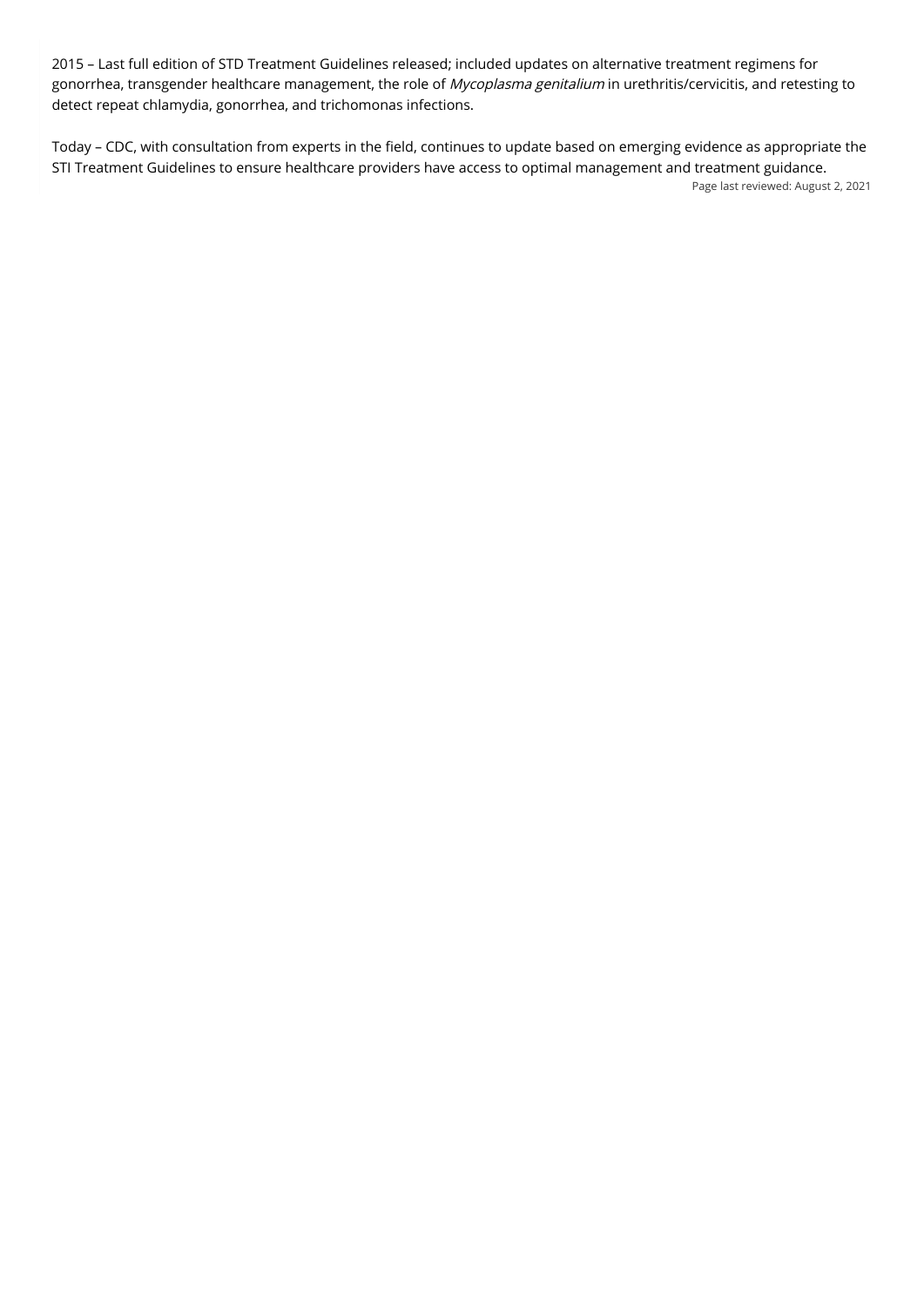2015 – Last full edition of STD Treatment Guidelines released; included updates on alternative treatment regimens for gonorrhea, transgender healthcare management, the role of *Mycoplasma genitalium* in urethritis/cervicitis, and retesting to detect repeat chlamydia, gonorrhea, and trichomonas infections.

Today – CDC, with consultation from experts in the field, continues to update based on emerging evidence as appropriate the STI Treatment Guidelines to ensure healthcare providers have access to optimal management and treatment guidance.

Page last reviewed: August 2, 2021